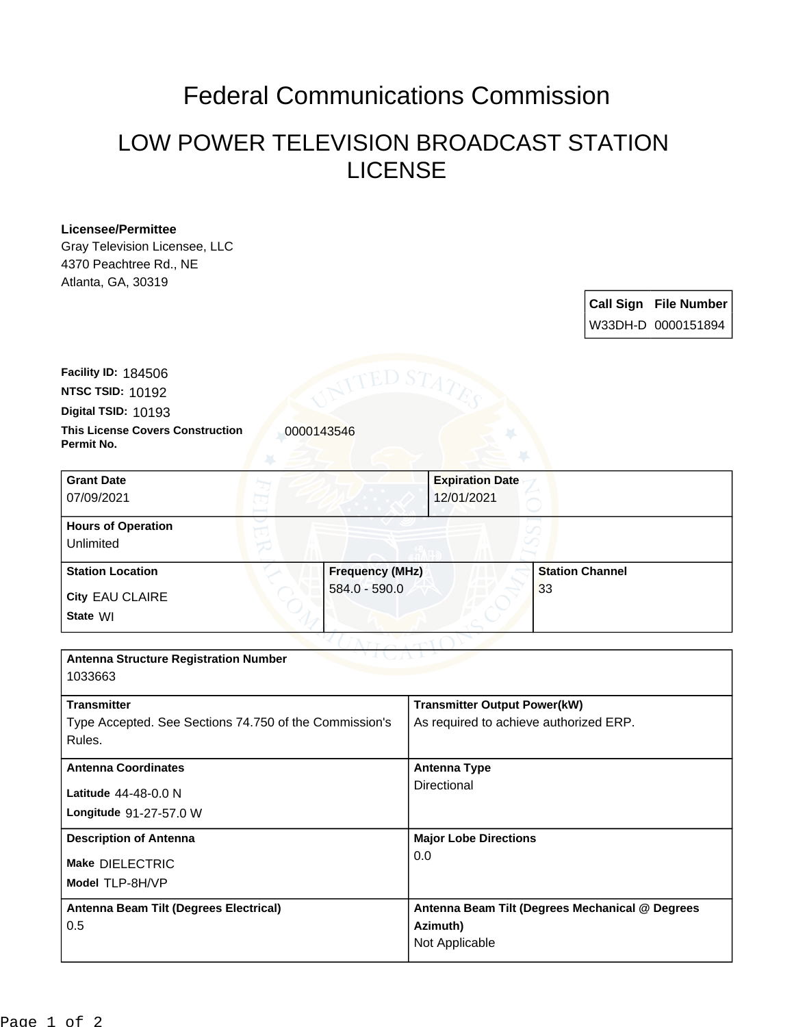# Federal Communications Commission

## LOW POWER TELEVISION BROADCAST STATION LICENSE

**Licensee/Permittee**
Gray Television Licensee, LLC
4370 Peachtree Rd., NE
Atlanta, GA, 30319

| Call Sign | File Number |
| --- | --- |
| W33DH-D | 0000151894 |

**Facility ID:** 184506
**NTSC TSID:** 10192
**Digital TSID:** 10193
**This License Covers Construction Permit No.** 0000143546

| Grant Date | Expiration Date |
| --- | --- |
| 07/09/2021 | 12/01/2021 |

**Hours of Operation**
Unlimited

| Station Location | Frequency (MHz) | Station Channel |
| --- | --- | --- |
| City EAU CLAIRE<br>State WI | 584.0 - 590.0 | 33 |

**Antenna Structure Registration Number**
1033663

| Transmitter | Transmitter Output Power(kW) |
| --- | --- |
| Type Accepted. See Sections 74.750 of the Commission's Rules. | As required to achieve authorized ERP. |

| Antenna Coordinates | Antenna Type |
| --- | --- |
| Latitude 44-48-0.0 N<br>Longitude 91-27-57.0 W | Directional |

| Description of Antenna | Major Lobe Directions |
| --- | --- |
| Make DIELECTRIC<br>Model TLP-8H/VP | 0.0 |

| Antenna Beam Tilt (Degrees Electrical) | Antenna Beam Tilt (Degrees Mechanical @ Degrees Azimuth) |
| --- | --- |
| 0.5 | Not Applicable |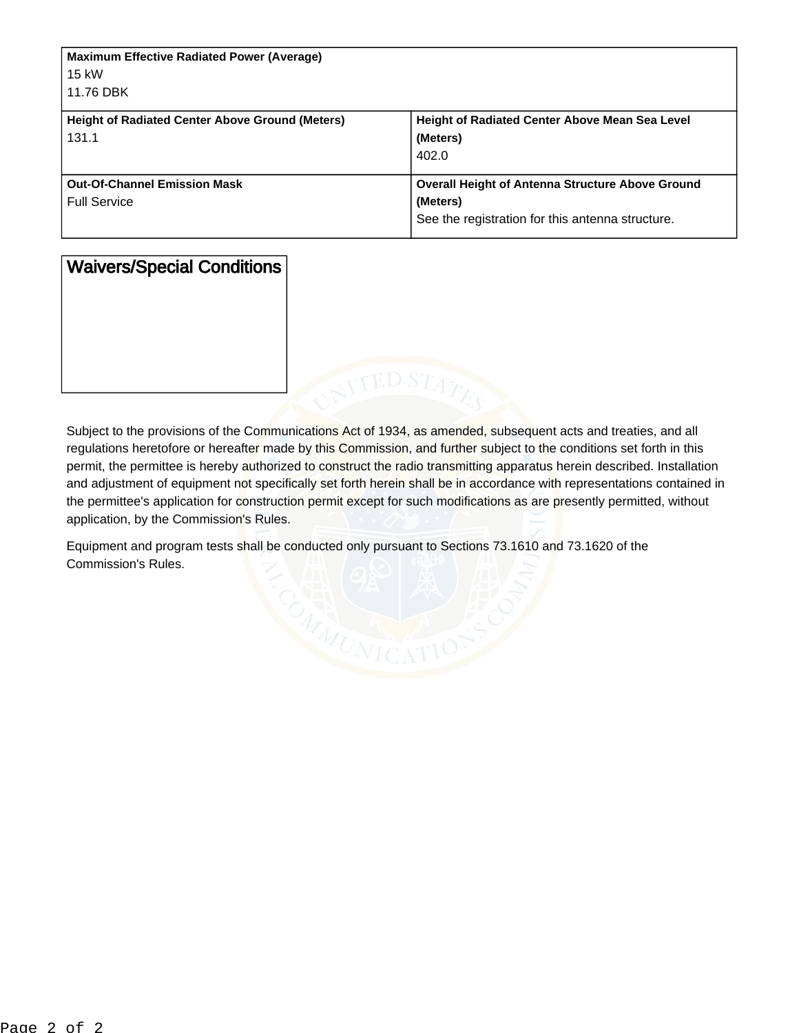| | |
|---|---|
| **Maximum Effective Radiated Power (Average)**<br>15 kW<br>11.76 DBK | |
| **Height of Radiated Center Above Ground (Meters)**<br>131.1 | **Height of Radiated Center Above Mean Sea Level (Meters)**<br>402.0 |
| **Out-Of-Channel Emission Mask**<br>Full Service | **Overall Height of Antenna Structure Above Ground (Meters)**<br>See the registration for this antenna structure. |

## Waivers/Special Conditions

Subject to the provisions of the Communications Act of 1934, as amended, subsequent acts and treaties, and all regulations heretofore or hereafter made by this Commission, and further subject to the conditions set forth in this permit, the permittee is hereby authorized to construct the radio transmitting apparatus herein described. Installation and adjustment of equipment not specifically set forth herein shall be in accordance with representations contained in the permittee's application for construction permit except for such modifications as are presently permitted, without application, by the Commission's Rules.

Equipment and program tests shall be conducted only pursuant to Sections 73.1610 and 73.1620 of the Commission's Rules.